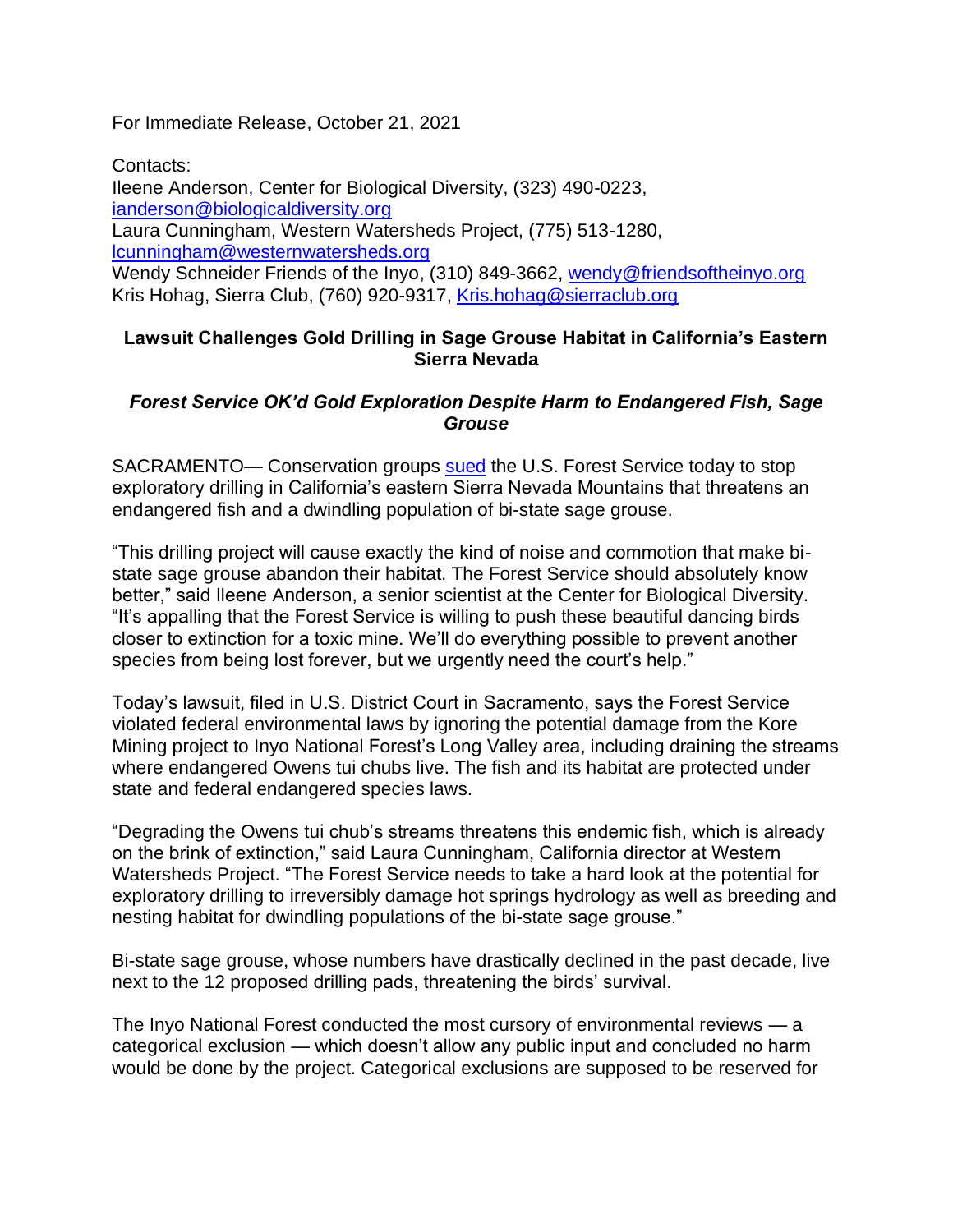For Immediate Release, October 21, 2021

Contacts:
Ileene Anderson, Center for Biological Diversity, (323) 490-0223, ianderson@biologicaldiversity.org
Laura Cunningham, Western Watersheds Project, (775) 513-1280, lcunningham@westernwatersheds.org
Wendy Schneider Friends of the Inyo, (310) 849-3662, wendy@friendsoftheinyo.org
Kris Hohag, Sierra Club, (760) 920-9317, Kris.hohag@sierraclub.org

**Lawsuit Challenges Gold Drilling in Sage Grouse Habitat in California's Eastern Sierra Nevada**

***Forest Service OK'd Gold Exploration Despite Harm to Endangered Fish, Sage Grouse***

SACRAMENTO— Conservation groups sued the U.S. Forest Service today to stop exploratory drilling in California's eastern Sierra Nevada Mountains that threatens an endangered fish and a dwindling population of bi-state sage grouse.

"This drilling project will cause exactly the kind of noise and commotion that make bi-state sage grouse abandon their habitat. The Forest Service should absolutely know better," said Ileene Anderson, a senior scientist at the Center for Biological Diversity. "It's appalling that the Forest Service is willing to push these beautiful dancing birds closer to extinction for a toxic mine. We'll do everything possible to prevent another species from being lost forever, but we urgently need the court's help."

Today's lawsuit, filed in U.S. District Court in Sacramento, says the Forest Service violated federal environmental laws by ignoring the potential damage from the Kore Mining project to Inyo National Forest's Long Valley area, including draining the streams where endangered Owens tui chubs live. The fish and its habitat are protected under state and federal endangered species laws.

"Degrading the Owens tui chub's streams threatens this endemic fish, which is already on the brink of extinction," said Laura Cunningham, California director at Western Watersheds Project. "The Forest Service needs to take a hard look at the potential for exploratory drilling to irreversibly damage hot springs hydrology as well as breeding and nesting habitat for dwindling populations of the bi-state sage grouse."

Bi-state sage grouse, whose numbers have drastically declined in the past decade, live next to the 12 proposed drilling pads, threatening the birds' survival.

The Inyo National Forest conducted the most cursory of environmental reviews — a categorical exclusion — which doesn't allow any public input and concluded no harm would be done by the project. Categorical exclusions are supposed to be reserved for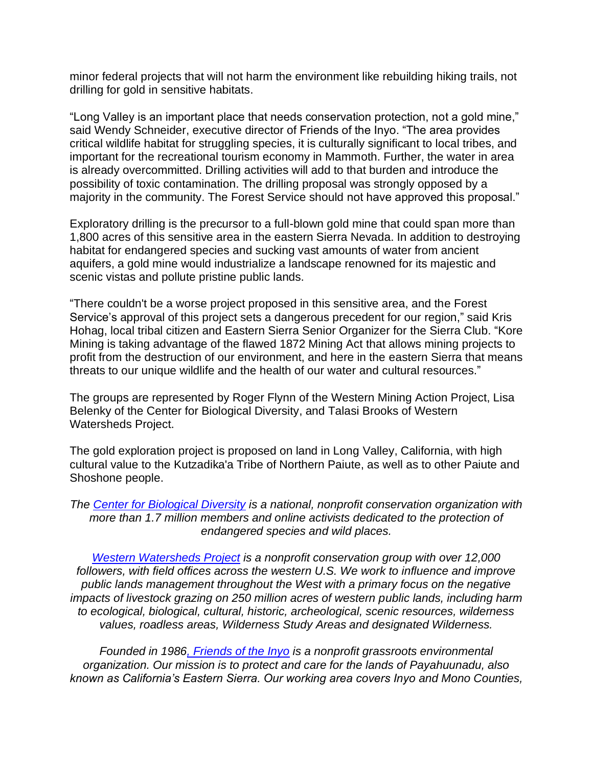minor federal projects that will not harm the environment like rebuilding hiking trails, not drilling for gold in sensitive habitats.

"Long Valley is an important place that needs conservation protection, not a gold mine," said Wendy Schneider, executive director of Friends of the Inyo. "The area provides critical wildlife habitat for struggling species, it is culturally significant to local tribes, and important for the recreational tourism economy in Mammoth. Further, the water in area is already overcommitted. Drilling activities will add to that burden and introduce the possibility of toxic contamination. The drilling proposal was strongly opposed by a majority in the community. The Forest Service should not have approved this proposal."

Exploratory drilling is the precursor to a full-blown gold mine that could span more than 1,800 acres of this sensitive area in the eastern Sierra Nevada. In addition to destroying habitat for endangered species and sucking vast amounts of water from ancient aquifers, a gold mine would industrialize a landscape renowned for its majestic and scenic vistas and pollute pristine public lands.

"There couldn't be a worse project proposed in this sensitive area, and the Forest Service's approval of this project sets a dangerous precedent for our region," said Kris Hohag, local tribal citizen and Eastern Sierra Senior Organizer for the Sierra Club. "Kore Mining is taking advantage of the flawed 1872 Mining Act that allows mining projects to profit from the destruction of our environment, and here in the eastern Sierra that means threats to our unique wildlife and the health of our water and cultural resources."

The groups are represented by Roger Flynn of the Western Mining Action Project, Lisa Belenky of the Center for Biological Diversity, and Talasi Brooks of Western Watersheds Project.

The gold exploration project is proposed on land in Long Valley, California, with high cultural value to the Kutzadika'a Tribe of Northern Paiute, as well as to other Paiute and Shoshone people.

*The Center for Biological Diversity is a national, nonprofit conservation organization with more than 1.7 million members and online activists dedicated to the protection of endangered species and wild places.*

*Western Watersheds Project is a nonprofit conservation group with over 12,000 followers, with field offices across the western U.S. We work to influence and improve public lands management throughout the West with a primary focus on the negative impacts of livestock grazing on 250 million acres of western public lands, including harm to ecological, biological, cultural, historic, archeological, scenic resources, wilderness values, roadless areas, Wilderness Study Areas and designated Wilderness.*

*Founded in 1986, Friends of the Inyo is a nonprofit grassroots environmental organization. Our mission is to protect and care for the lands of Payahuunadu, also known as California's Eastern Sierra. Our working area covers Inyo and Mono Counties,*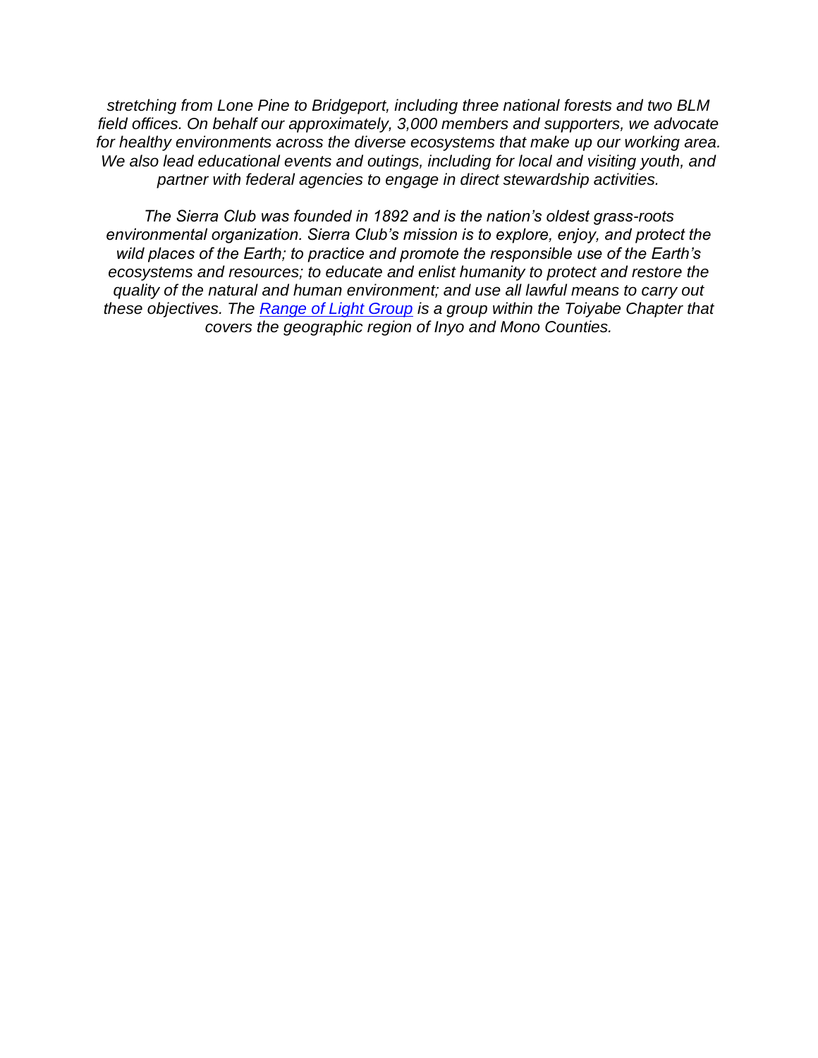*stretching from Lone Pine to Bridgeport, including three national forests and two BLM field offices. On behalf our approximately, 3,000 members and supporters, we advocate for healthy environments across the diverse ecosystems that make up our working area. We also lead educational events and outings, including for local and visiting youth, and partner with federal agencies to engage in direct stewardship activities.*

*The Sierra Club was founded in 1892 and is the nation's oldest grass-roots environmental organization. Sierra Club's mission is to explore, enjoy, and protect the wild places of the Earth; to practice and promote the responsible use of the Earth's ecosystems and resources; to educate and enlist humanity to protect and restore the quality of the natural and human environment; and use all lawful means to carry out these objectives. The Range of Light Group is a group within the Toiyabe Chapter that covers the geographic region of Inyo and Mono Counties.*